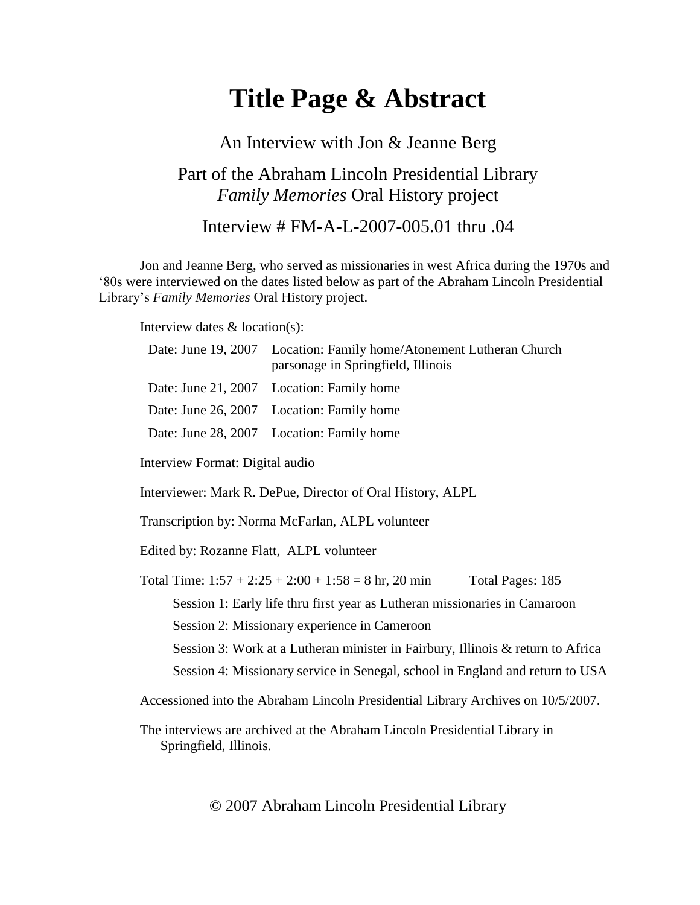# Title Page & Abstract

An Interview with Jon & Jeanne Berg

Part of the Abraham Lincoln Presidential Library
*Family Memories* Oral History project

Interview # FM-A-L-2007-005.01 thru .04

Jon and Jeanne Berg, who served as missionaries in west Africa during the 1970s and '80s were interviewed on the dates listed below as part of the Abraham Lincoln Presidential Library's *Family Memories* Oral History project.

Interview dates & location(s):

| | |
|---|---|
| Date: June 19, 2007 | Location: Family home/Atonement Lutheran Church parsonage in Springfield, Illinois |
| Date: June 21, 2007 | Location: Family home |
| Date: June 26, 2007 | Location: Family home |
| Date: June 28, 2007 | Location: Family home |

Interview Format: Digital audio

Interviewer: Mark R. DePue, Director of Oral History, ALPL

Transcription by: Norma McFarlan, ALPL volunteer

Edited by: Rozanne Flatt, ALPL volunteer

Total Time: 1:57 + 2:25 + 2:00 + 1:58 = 8 hr, 20 min    Total Pages: 185

- Session 1: Early life thru first year as Lutheran missionaries in Camaroon
- Session 2: Missionary experience in Cameroon
- Session 3: Work at a Lutheran minister in Fairbury, Illinois & return to Africa
- Session 4: Missionary service in Senegal, school in England and return to USA

Accessioned into the Abraham Lincoln Presidential Library Archives on 10/5/2007.

The interviews are archived at the Abraham Lincoln Presidential Library in Springfield, Illinois.

© 2007 Abraham Lincoln Presidential Library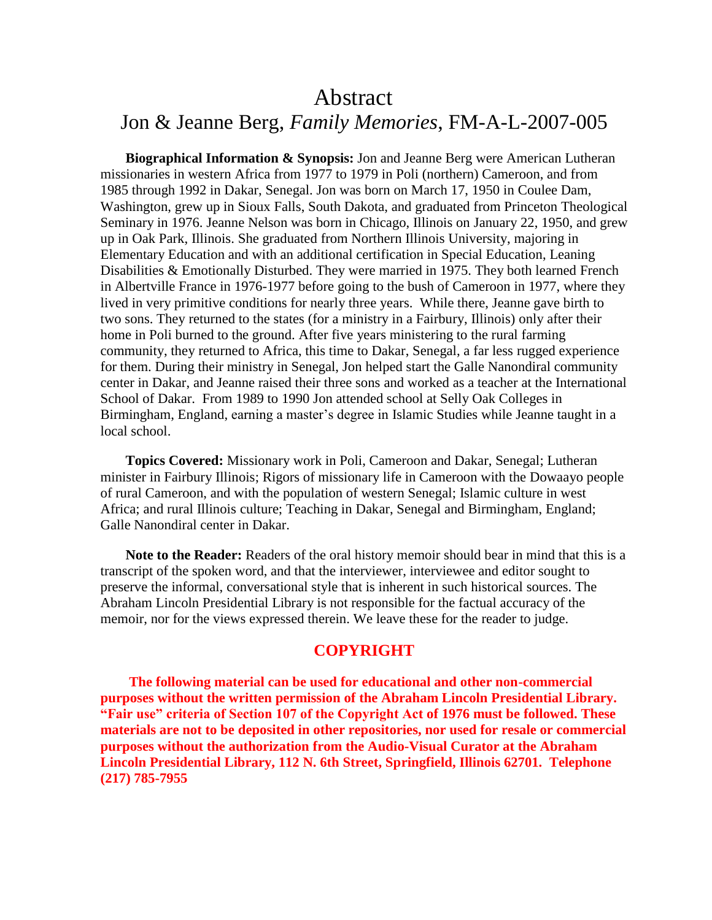# Abstract

## Jon & Jeanne Berg, *Family Memories*, FM-A-L-2007-005

**Biographical Information & Synopsis:** Jon and Jeanne Berg were American Lutheran missionaries in western Africa from 1977 to 1979 in Poli (northern) Cameroon, and from 1985 through 1992 in Dakar, Senegal. Jon was born on March 17, 1950 in Coulee Dam, Washington, grew up in Sioux Falls, South Dakota, and graduated from Princeton Theological Seminary in 1976. Jeanne Nelson was born in Chicago, Illinois on January 22, 1950, and grew up in Oak Park, Illinois. She graduated from Northern Illinois University, majoring in Elementary Education and with an additional certification in Special Education, Leaning Disabilities & Emotionally Disturbed. They were married in 1975. They both learned French in Albertville France in 1976-1977 before going to the bush of Cameroon in 1977, where they lived in very primitive conditions for nearly three years. While there, Jeanne gave birth to two sons. They returned to the states (for a ministry in a Fairbury, Illinois) only after their home in Poli burned to the ground. After five years ministering to the rural farming community, they returned to Africa, this time to Dakar, Senegal, a far less rugged experience for them. During their ministry in Senegal, Jon helped start the Galle Nanondiral community center in Dakar, and Jeanne raised their three sons and worked as a teacher at the International School of Dakar. From 1989 to 1990 Jon attended school at Selly Oak Colleges in Birmingham, England, earning a master's degree in Islamic Studies while Jeanne taught in a local school.

**Topics Covered:** Missionary work in Poli, Cameroon and Dakar, Senegal; Lutheran minister in Fairbury Illinois; Rigors of missionary life in Cameroon with the Dowaayo people of rural Cameroon, and with the population of western Senegal; Islamic culture in west Africa; and rural Illinois culture; Teaching in Dakar, Senegal and Birmingham, England; Galle Nanondiral center in Dakar.

**Note to the Reader:** Readers of the oral history memoir should bear in mind that this is a transcript of the spoken word, and that the interviewer, interviewee and editor sought to preserve the informal, conversational style that is inherent in such historical sources. The Abraham Lincoln Presidential Library is not responsible for the factual accuracy of the memoir, nor for the views expressed therein. We leave these for the reader to judge.

## COPYRIGHT

**The following material can be used for educational and other non-commercial purposes without the written permission of the Abraham Lincoln Presidential Library. "Fair use" criteria of Section 107 of the Copyright Act of 1976 must be followed. These materials are not to be deposited in other repositories, nor used for resale or commercial purposes without the authorization from the Audio-Visual Curator at the Abraham Lincoln Presidential Library, 112 N. 6th Street, Springfield, Illinois 62701. Telephone (217) 785-7955**